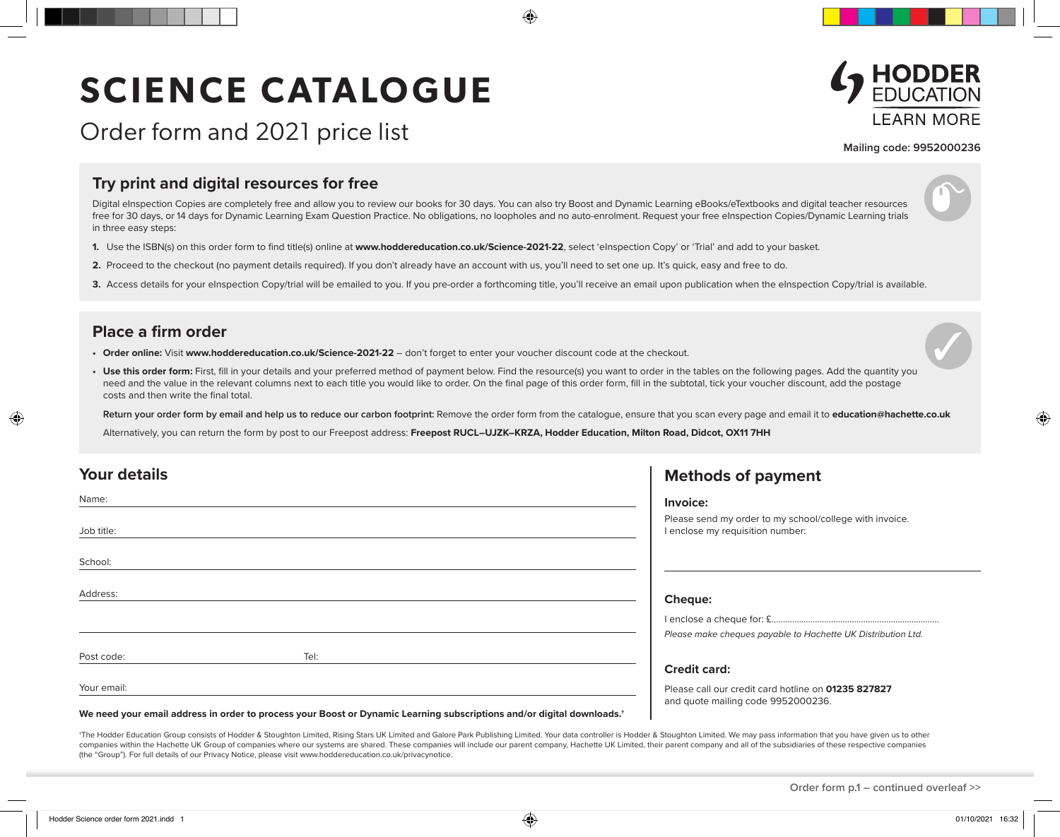# SCIENCE CATALOGUE

Order form and 2021 price list

**HODDER EDUCATION**
LEARN MORE

**Mailing code: 9952000236**

## Try print and digital resources for free

Digital eInspection Copies are completely free and allow you to review our books for 30 days. You can also try Boost and Dynamic Learning eBooks/eTextbooks and digital teacher resources free for 30 days, or 14 days for Dynamic Learning Exam Question Practice. No obligations, no loopholes and no auto-enrolment. Request your free eInspection Copies/Dynamic Learning trials in three easy steps:

1. Use the ISBN(s) on this order form to find title(s) online at **www.hoddereducation.co.uk/Science-2021-22**, select 'eInspection Copy' or 'Trial' and add to your basket.
2. Proceed to the checkout (no payment details required). If you don't already have an account with us, you'll need to set one up. It's quick, easy and free to do.
3. Access details for your eInspection Copy/trial will be emailed to you. If you pre-order a forthcoming title, you'll receive an email upon publication when the eInspection Copy/trial is available.

## Place a firm order

- **Order online:** Visit **www.hoddereducation.co.uk/Science-2021-22** – don't forget to enter your voucher discount code at the checkout.
- **Use this order form:** First, fill in your details and your preferred method of payment below. Find the resource(s) you want to order in the tables on the following pages. Add the quantity you need and the value in the relevant columns next to each title you would like to order. On the final page of this order form, fill in the subtotal, tick your voucher discount, add the postage costs and then write the final total.

  **Return your order form by email and help us to reduce our carbon footprint:** Remove the order form from the catalogue, ensure that you scan every page and email it to **education@hachette.co.uk**

  Alternatively, you can return the form by post to our Freepost address: **Freepost RUCL–UJZK–KRZA, Hodder Education, Milton Road, Didcot, OX11 7HH**

## Your details

Name:

Job title:

School:

Address:

Post code: Tel:

Your email:

**We need your email address in order to process your Boost or Dynamic Learning subscriptions and/or digital downloads.†**

## Methods of payment

### Invoice:

Please send my order to my school/college with invoice.
I enclose my requisition number:

### Cheque:

I enclose a cheque for: £........................................................................

*Please make cheques payable to Hachette UK Distribution Ltd.*

### Credit card:

Please call our credit card hotline on **01235 827827** and quote mailing code 9952000236.

†The Hodder Education Group consists of Hodder & Stoughton Limited, Rising Stars UK Limited and Galore Park Publishing Limited. Your data controller is Hodder & Stoughton Limited. We may pass information that you have given us to other companies within the Hachette UK Group of companies where our systems are shared. These companies will include our parent company, Hachette UK Limited, their parent company and all of the subsidiaries of these respective companies (the "Group"). For full details of our Privacy Notice, please visit www.hoddereducation.co.uk/privacynotice.

Order form p.1 – continued overleaf >>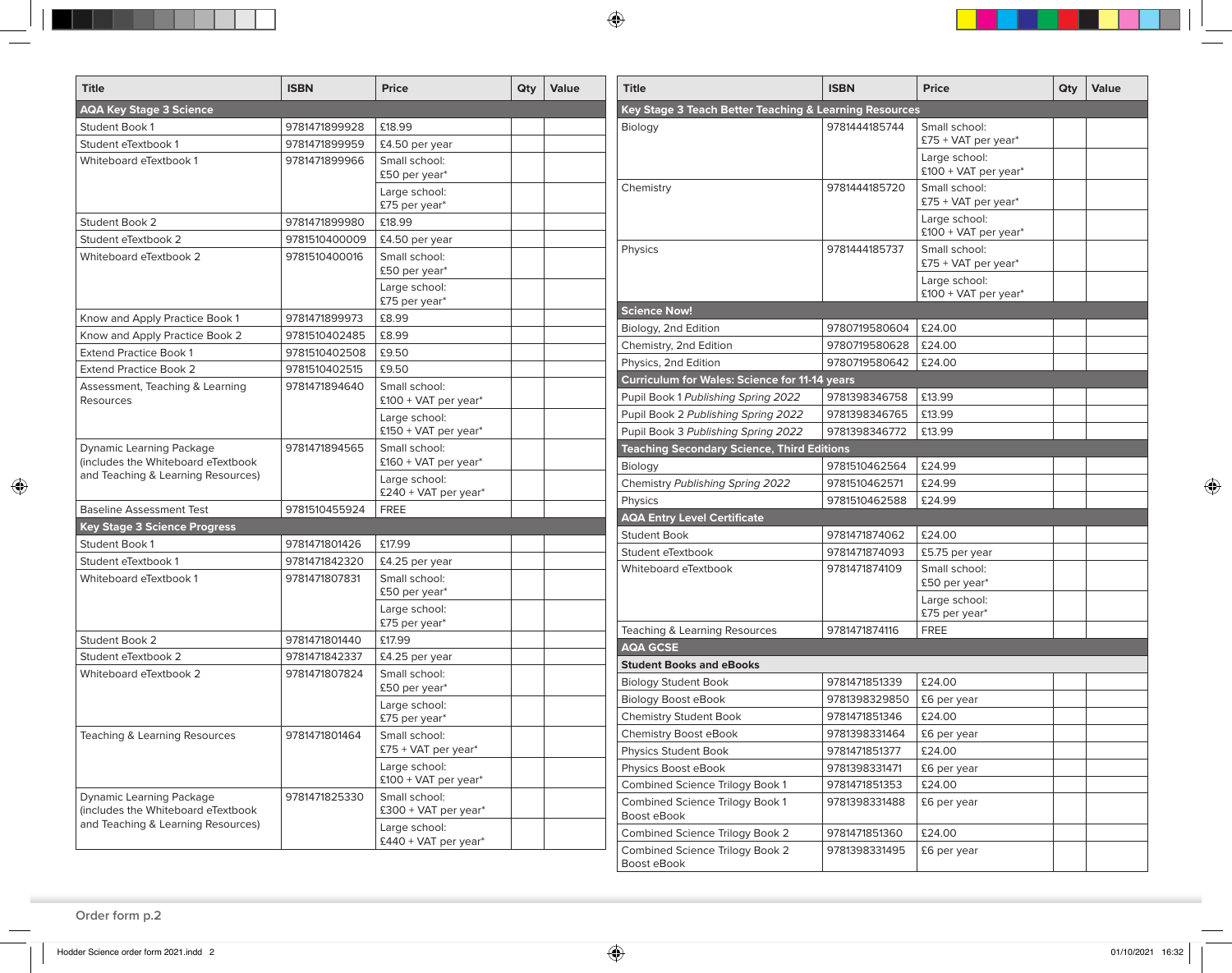| Title | ISBN | Price | Qty | Value |
|---|---|---|---|---|
| **AQA Key Stage 3 Science** | | | | |
| Student Book 1 | 9781471899928 | £18.99 | | |
| Student eTextbook 1 | 9781471899959 | £4.50 per year | | |
| Whiteboard eTextbook 1 | 9781471899966 | Small school: £50 per year* | | |
| | | Large school: £75 per year* | | |
| Student Book 2 | 9781471899980 | £18.99 | | |
| Student eTextbook 2 | 9781510400009 | £4.50 per year | | |
| Whiteboard eTextbook 2 | 9781510400016 | Small school: £50 per year* | | |
| | | Large school: £75 per year* | | |
| Know and Apply Practice Book 1 | 9781471899973 | £8.99 | | |
| Know and Apply Practice Book 2 | 9781510402485 | £8.99 | | |
| Extend Practice Book 1 | 9781510402508 | £9.50 | | |
| Extend Practice Book 2 | 9781510402515 | £9.50 | | |
| Assessment, Teaching & Learning Resources | 9781471894640 | Small school: £100 + VAT per year* | | |
| | | Large school: £150 + VAT per year* | | |
| Dynamic Learning Package (includes the Whiteboard eTextbook and Teaching & Learning Resources) | 9781471894565 | Small school: £160 + VAT per year* | | |
| | | Large school: £240 + VAT per year* | | |
| Baseline Assessment Test | 9781510455924 | FREE | | |
| **Key Stage 3 Science Progress** | | | | |
| Student Book 1 | 9781471801426 | £17.99 | | |
| Student eTextbook 1 | 9781471842320 | £4.25 per year | | |
| Whiteboard eTextbook 1 | 9781471807831 | Small school: £50 per year* | | |
| | | Large school: £75 per year* | | |
| Student Book 2 | 9781471801440 | £17.99 | | |
| Student eTextbook 2 | 9781471842337 | £4.25 per year | | |
| Whiteboard eTextbook 2 | 9781471807824 | Small school: £50 per year* | | |
| | | Large school: £75 per year* | | |
| Teaching & Learning Resources | 9781471801464 | Small school: £75 + VAT per year* | | |
| | | Large school: £100 + VAT per year* | | |
| Dynamic Learning Package (includes the Whiteboard eTextbook and Teaching & Learning Resources) | 9781471825330 | Small school: £300 + VAT per year* | | |
| | | Large school: £440 + VAT per year* | | |

| Title | ISBN | Price | Qty | Value |
|---|---|---|---|---|
| **Key Stage 3 Teach Better Teaching & Learning Resources** | | | | |
| Biology | 9781444185744 | Small school: £75 + VAT per year* | | |
| | | Large school: £100 + VAT per year* | | |
| Chemistry | 9781444185720 | Small school: £75 + VAT per year* | | |
| | | Large school: £100 + VAT per year* | | |
| Physics | 9781444185737 | Small school: £75 + VAT per year* | | |
| | | Large school: £100 + VAT per year* | | |
| **Science Now!** | | | | |
| Biology, 2nd Edition | 9780719580604 | £24.00 | | |
| Chemistry, 2nd Edition | 9780719580628 | £24.00 | | |
| Physics, 2nd Edition | 9780719580642 | £24.00 | | |
| **Curriculum for Wales: Science for 11-14 years** | | | | |
| Pupil Book 1 *Publishing Spring 2022* | 9781398346758 | £13.99 | | |
| Pupil Book 2 *Publishing Spring 2022* | 9781398346765 | £13.99 | | |
| Pupil Book 3 *Publishing Spring 2022* | 9781398346772 | £13.99 | | |
| **Teaching Secondary Science, Third Editions** | | | | |
| Biology | 9781510462564 | £24.99 | | |
| Chemistry *Publishing Spring 2022* | 9781510462571 | £24.99 | | |
| Physics | 9781510462588 | £24.99 | | |
| **AQA Entry Level Certificate** | | | | |
| Student Book | 9781471874062 | £24.00 | | |
| Student eTextbook | 9781471874093 | £5.75 per year | | |
| Whiteboard eTextbook | 9781471874109 | Small school: £50 per year* | | |
| | | Large school: £75 per year* | | |
| Teaching & Learning Resources | 9781471874116 | FREE | | |
| **AQA GCSE** | | | | |
| **Student Books and eBooks** | | | | |
| Biology Student Book | 9781471851339 | £24.00 | | |
| Biology Boost eBook | 9781398329850 | £6 per year | | |
| Chemistry Student Book | 9781471851346 | £24.00 | | |
| Chemistry Boost eBook | 9781398331464 | £6 per year | | |
| Physics Student Book | 9781471851377 | £24.00 | | |
| Physics Boost eBook | 9781398331471 | £6 per year | | |
| Combined Science Trilogy Book 1 | 9781471851353 | £24.00 | | |
| Combined Science Trilogy Book 1 Boost eBook | 9781398331488 | £6 per year | | |
| Combined Science Trilogy Book 2 | 9781471851360 | £24.00 | | |
| Combined Science Trilogy Book 2 Boost eBook | 9781398331495 | £6 per year | | |

Order form p.2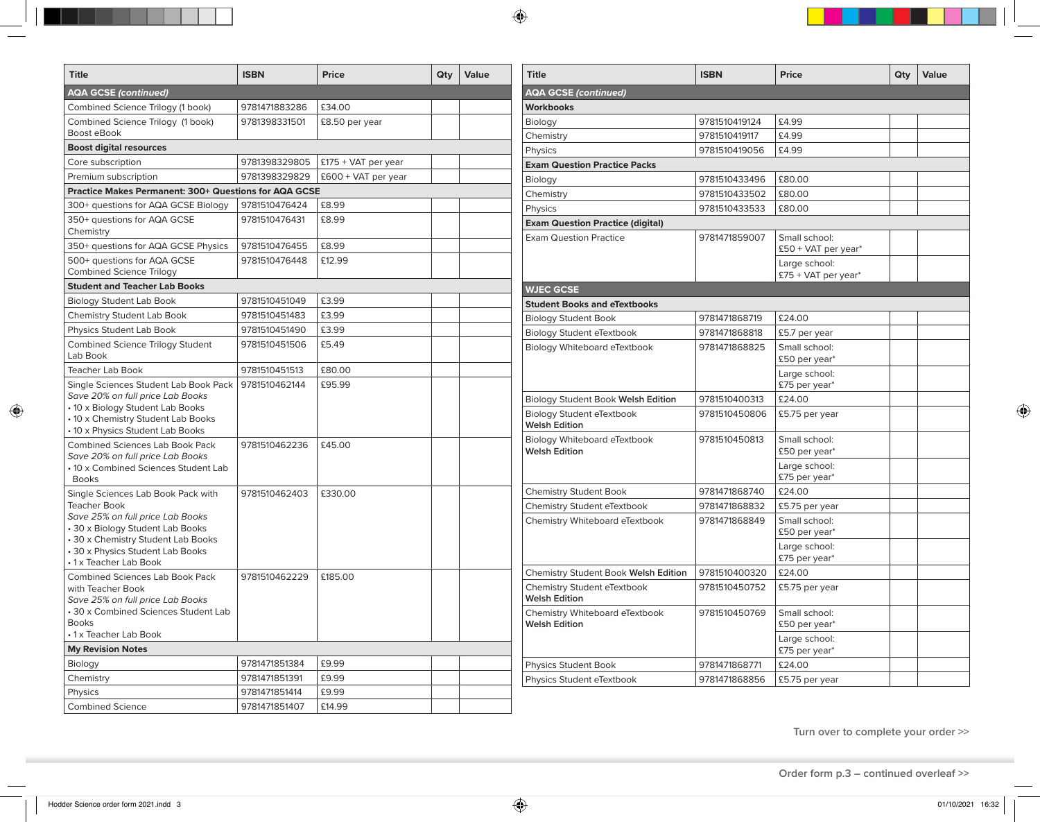| Title | ISBN | Price | Qty | Value |
|---|---|---|---|---|
| **AQA GCSE *(continued)*** | | | | |
| Combined Science Trilogy (1 book) | 9781471883286 | £34.00 | | |
| Combined Science Trilogy (1 book) Boost eBook | 9781398331501 | £8.50 per year | | |
| **Boost digital resources** | | | | |
| Core subscription | 9781398329805 | £175 + VAT per year | | |
| Premium subscription | 9781398329829 | £600 + VAT per year | | |
| **Practice Makes Permanent: 300+ Questions for AQA GCSE** | | | | |
| 300+ questions for AQA GCSE Biology | 9781510476424 | £8.99 | | |
| 350+ questions for AQA GCSE Chemistry | 9781510476431 | £8.99 | | |
| 350+ questions for AQA GCSE Physics | 9781510476455 | £8.99 | | |
| 500+ questions for AQA GCSE Combined Science Trilogy | 9781510476448 | £12.99 | | |
| **Student and Teacher Lab Books** | | | | |
| Biology Student Lab Book | 9781510451049 | £3.99 | | |
| Chemistry Student Lab Book | 9781510451483 | £3.99 | | |
| Physics Student Lab Book | 9781510451490 | £3.99 | | |
| Combined Science Trilogy Student Lab Book | 9781510451506 | £5.49 | | |
| Teacher Lab Book | 9781510451513 | £80.00 | | |
| Single Sciences Student Lab Book Pack *Save 20% on full price Lab Books* • 10 x Biology Student Lab Books • 10 x Chemistry Student Lab Books • 10 x Physics Student Lab Books | 9781510462144 | £95.99 | | |
| Combined Sciences Lab Book Pack *Save 20% on full price Lab Books* • 10 x Combined Sciences Student Lab Books | 9781510462236 | £45.00 | | |
| Single Sciences Lab Book Pack with Teacher Book *Save 25% on full price Lab Books* • 30 x Biology Student Lab Books • 30 x Chemistry Student Lab Books • 30 x Physics Student Lab Books • 1 x Teacher Lab Book | 9781510462403 | £330.00 | | |
| Combined Sciences Lab Book Pack with Teacher Book *Save 25% on full price Lab Books* • 30 x Combined Sciences Student Lab Books • 1 x Teacher Lab Book | 9781510462229 | £185.00 | | |
| **My Revision Notes** | | | | |
| Biology | 9781471851384 | £9.99 | | |
| Chemistry | 9781471851391 | £9.99 | | |
| Physics | 9781471851414 | £9.99 | | |
| Combined Science | 9781471851407 | £14.99 | | |

| Title | ISBN | Price | Qty | Value |
|---|---|---|---|---|
| **AQA GCSE *(continued)*** | | | | |
| **Workbooks** | | | | |
| Biology | 9781510419124 | £4.99 | | |
| Chemistry | 9781510419117 | £4.99 | | |
| Physics | 9781510419056 | £4.99 | | |
| **Exam Question Practice Packs** | | | | |
| Biology | 9781510433496 | £80.00 | | |
| Chemistry | 9781510433502 | £80.00 | | |
| Physics | 9781510433533 | £80.00 | | |
| **Exam Question Practice (digital)** | | | | |
| Exam Question Practice | 9781471859007 | Small school: £50 + VAT per year* | | |
| | | Large school: £75 + VAT per year* | | |
| **WJEC GCSE** | | | | |
| **Student Books and eTextbooks** | | | | |
| Biology Student Book | 9781471868719 | £24.00 | | |
| Biology Student eTextbook | 9781471868818 | £5.7 per year | | |
| Biology Whiteboard eTextbook | 9781471868825 | Small school: £50 per year* | | |
| | | Large school: £75 per year* | | |
| Biology Student Book **Welsh Edition** | 9781510400313 | £24.00 | | |
| Biology Student eTextbook **Welsh Edition** | 9781510450806 | £5.75 per year | | |
| Biology Whiteboard eTextbook **Welsh Edition** | 9781510450813 | Small school: £50 per year* | | |
| | | Large school: £75 per year* | | |
| Chemistry Student Book | 9781471868740 | £24.00 | | |
| Chemistry Student eTextbook | 9781471868832 | £5.75 per year | | |
| Chemistry Whiteboard eTextbook | 9781471868849 | Small school: £50 per year* | | |
| | | Large school: £75 per year* | | |
| Chemistry Student Book **Welsh Edition** | 9781510400320 | £24.00 | | |
| Chemistry Student eTextbook **Welsh Edition** | 9781510450752 | £5.75 per year | | |
| Chemistry Whiteboard eTextbook **Welsh Edition** | 9781510450769 | Small school: £50 per year* | | |
| | | Large school: £75 per year* | | |
| Physics Student Book | 9781471868771 | £24.00 | | |
| Physics Student eTextbook | 9781471868856 | £5.75 per year | | |

Turn over to complete your order >>

Order form p.3 – continued overleaf >>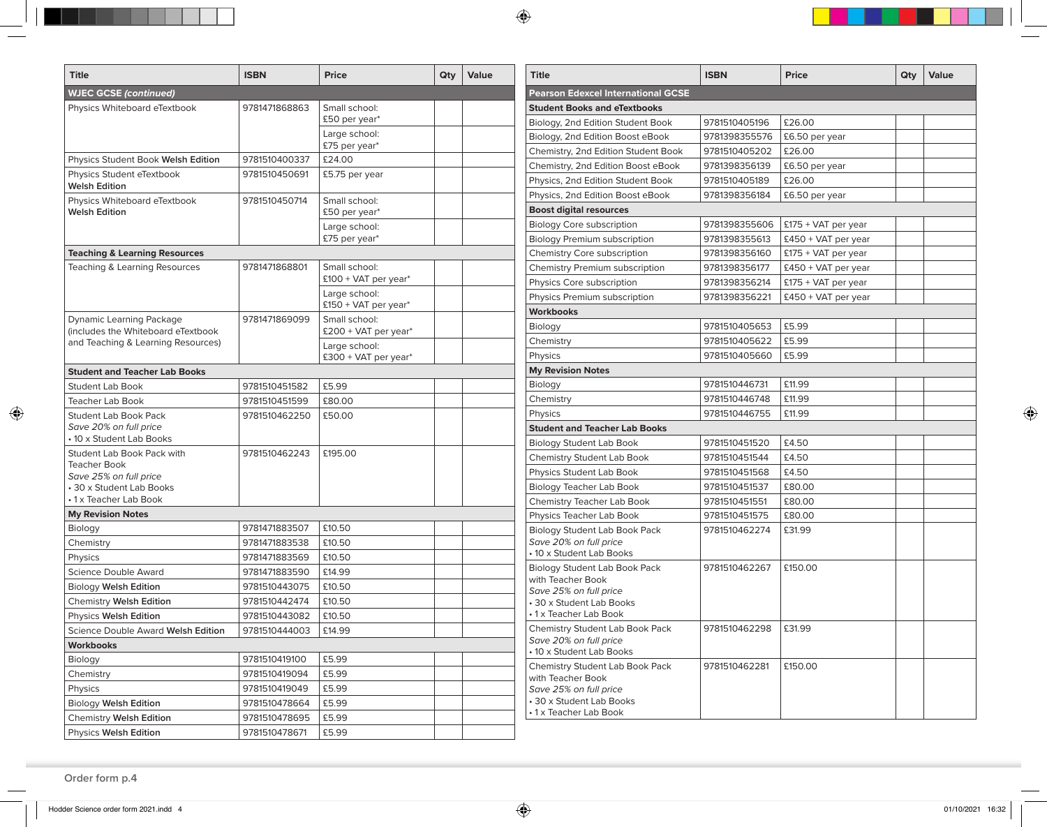| Title | ISBN | Price | Qty | Value |
|---|---|---|---|---|
| **WJEC GCSE *(continued)*** | | | | |
| Physics Whiteboard eTextbook | 9781471868863 | Small school: £50 per year* | | |
| | | Large school: £75 per year* | | |
| Physics Student Book **Welsh Edition** | 9781510400337 | £24.00 | | |
| Physics Student eTextbook **Welsh Edition** | 9781510450691 | £5.75 per year | | |
| Physics Whiteboard eTextbook **Welsh Edition** | 9781510450714 | Small school: £50 per year* | | |
| | | Large school: £75 per year* | | |
| **Teaching & Learning Resources** | | | | |
| Teaching & Learning Resources | 9781471868801 | Small school: £100 + VAT per year* | | |
| | | Large school: £150 + VAT per year* | | |
| Dynamic Learning Package (includes the Whiteboard eTextbook and Teaching & Learning Resources) | 9781471869099 | Small school: £200 + VAT per year* | | |
| | | Large school: £300 + VAT per year* | | |
| **Student and Teacher Lab Books** | | | | |
| Student Lab Book | 9781510451582 | £5.99 | | |
| Teacher Lab Book | 9781510451599 | £80.00 | | |
| Student Lab Book Pack *Save 20% on full price* • 10 x Student Lab Books | 9781510462250 | £50.00 | | |
| Student Lab Book Pack with Teacher Book *Save 25% on full price* • 30 x Student Lab Books • 1 x Teacher Lab Book | 9781510462243 | £195.00 | | |
| **My Revision Notes** | | | | |
| Biology | 9781471883507 | £10.50 | | |
| Chemistry | 9781471883538 | £10.50 | | |
| Physics | 9781471883569 | £10.50 | | |
| Science Double Award | 9781471883590 | £14.99 | | |
| Biology **Welsh Edition** | 9781510443075 | £10.50 | | |
| Chemistry **Welsh Edition** | 9781510442474 | £10.50 | | |
| Physics **Welsh Edition** | 9781510443082 | £10.50 | | |
| Science Double Award **Welsh Edition** | 9781510444003 | £14.99 | | |
| **Workbooks** | | | | |
| Biology | 9781510419100 | £5.99 | | |
| Chemistry | 9781510419094 | £5.99 | | |
| Physics | 9781510419049 | £5.99 | | |
| Biology **Welsh Edition** | 9781510478664 | £5.99 | | |
| Chemistry **Welsh Edition** | 9781510478695 | £5.99 | | |
| Physics **Welsh Edition** | 9781510478671 | £5.99 | | |

| Title | ISBN | Price | Qty | Value |
|---|---|---|---|---|
| **Pearson Edexcel International GCSE** | | | | |
| **Student Books and eTextbooks** | | | | |
| Biology, 2nd Edition Student Book | 9781510405196 | £26.00 | | |
| Biology, 2nd Edition Boost eBook | 9781398355576 | £6.50 per year | | |
| Chemistry, 2nd Edition Student Book | 9781510405202 | £26.00 | | |
| Chemistry, 2nd Edition Boost eBook | 9781398356139 | £6.50 per year | | |
| Physics, 2nd Edition Student Book | 9781510405189 | £26.00 | | |
| Physics, 2nd Edition Boost eBook | 9781398356184 | £6.50 per year | | |
| **Boost digital resources** | | | | |
| Biology Core subscription | 9781398355606 | £175 + VAT per year | | |
| Biology Premium subscription | 9781398355613 | £450 + VAT per year | | |
| Chemistry Core subscription | 9781398356160 | £175 + VAT per year | | |
| Chemistry Premium subscription | 9781398356177 | £450 + VAT per year | | |
| Physics Core subscription | 9781398356214 | £175 + VAT per year | | |
| Physics Premium subscription | 9781398356221 | £450 + VAT per year | | |
| **Workbooks** | | | | |
| Biology | 9781510405653 | £5.99 | | |
| Chemistry | 9781510405622 | £5.99 | | |
| Physics | 9781510405660 | £5.99 | | |
| **My Revision Notes** | | | | |
| Biology | 9781510446731 | £11.99 | | |
| Chemistry | 9781510446748 | £11.99 | | |
| Physics | 9781510446755 | £11.99 | | |
| **Student and Teacher Lab Books** | | | | |
| Biology Student Lab Book | 9781510451520 | £4.50 | | |
| Chemistry Student Lab Book | 9781510451544 | £4.50 | | |
| Physics Student Lab Book | 9781510451568 | £4.50 | | |
| Biology Teacher Lab Book | 9781510451537 | £80.00 | | |
| Chemistry Teacher Lab Book | 9781510451551 | £80.00 | | |
| Physics Teacher Lab Book | 9781510451575 | £80.00 | | |
| Biology Student Lab Book Pack *Save 20% on full price* • 10 x Student Lab Books | 9781510462274 | £31.99 | | |
| Biology Student Lab Book Pack with Teacher Book *Save 25% on full price* • 30 x Student Lab Books • 1 x Teacher Lab Book | 9781510462267 | £150.00 | | |
| Chemistry Student Lab Book Pack *Save 20% on full price* • 10 x Student Lab Books | 9781510462298 | £31.99 | | |
| Chemistry Student Lab Book Pack with Teacher Book *Save 25% on full price* • 30 x Student Lab Books • 1 x Teacher Lab Book | 9781510462281 | £150.00 | | |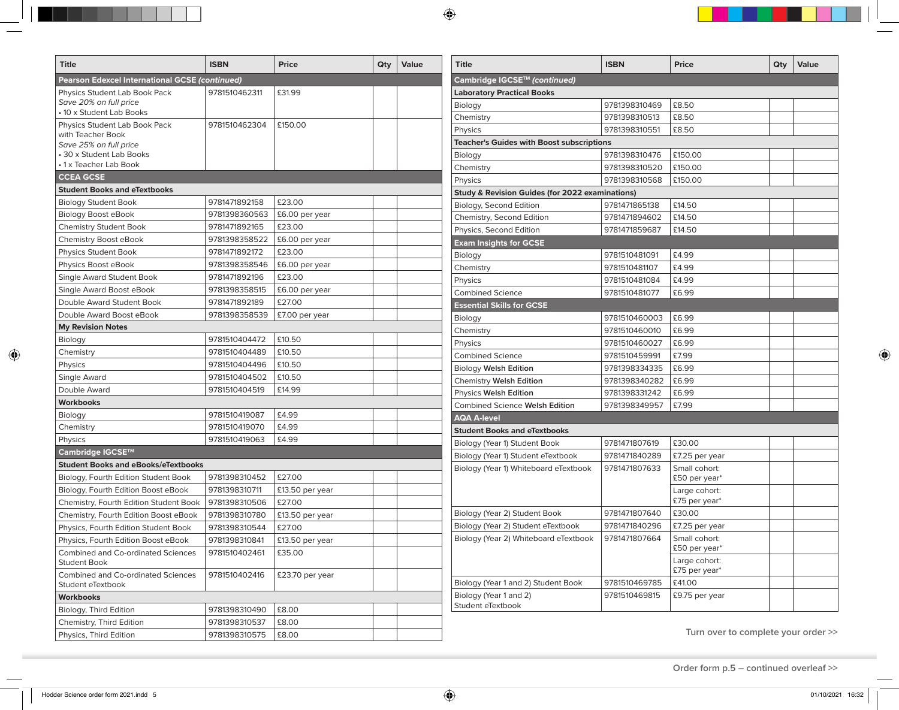| Title | ISBN | Price | Qty | Value |
|---|---|---|---|---|
| **Pearson Edexcel International GCSE *(continued)*** | | | | |
| Physics Student Lab Book Pack *Save 20% on full price* • 10 x Student Lab Books | 9781510462311 | £31.99 | | |
| Physics Student Lab Book Pack with Teacher Book *Save 25% on full price* • 30 x Student Lab Books • 1 x Teacher Lab Book | 9781510462304 | £150.00 | | |
| **CCEA GCSE** | | | | |
| **Student Books and eTextbooks** | | | | |
| Biology Student Book | 9781471892158 | £23.00 | | |
| Biology Boost eBook | 9781398360563 | £6.00 per year | | |
| Chemistry Student Book | 9781471892165 | £23.00 | | |
| Chemistry Boost eBook | 9781398358522 | £6.00 per year | | |
| Physics Student Book | 9781471892172 | £23.00 | | |
| Physics Boost eBook | 9781398358546 | £6.00 per year | | |
| Single Award Student Book | 9781471892196 | £23.00 | | |
| Single Award Boost eBook | 9781398358515 | £6.00 per year | | |
| Double Award Student Book | 9781471892189 | £27.00 | | |
| Double Award Boost eBook | 9781398358539 | £7.00 per year | | |
| **My Revision Notes** | | | | |
| Biology | 9781510404472 | £10.50 | | |
| Chemistry | 9781510404489 | £10.50 | | |
| Physics | 9781510404496 | £10.50 | | |
| Single Award | 9781510404502 | £10.50 | | |
| Double Award | 9781510404519 | £14.99 | | |
| **Workbooks** | | | | |
| Biology | 9781510419087 | £4.99 | | |
| Chemistry | 9781510419070 | £4.99 | | |
| Physics | 9781510419063 | £4.99 | | |
| **Cambridge IGCSE™** | | | | |
| **Student Books and eBooks/eTextbooks** | | | | |
| Biology, Fourth Edition Student Book | 9781398310452 | £27.00 | | |
| Biology, Fourth Edition Boost eBook | 9781398310711 | £13.50 per year | | |
| Chemistry, Fourth Edition Student Book | 9781398310506 | £27.00 | | |
| Chemistry, Fourth Edition Boost eBook | 9781398310780 | £13.50 per year | | |
| Physics, Fourth Edition Student Book | 9781398310544 | £27.00 | | |
| Physics, Fourth Edition Boost eBook | 9781398310841 | £13.50 per year | | |
| Combined and Co-ordinated Sciences Student Book | 9781510402461 | £35.00 | | |
| Combined and Co-ordinated Sciences Student eTextbook | 9781510402416 | £23.70 per year | | |
| **Workbooks** | | | | |
| Biology, Third Edition | 9781398310490 | £8.00 | | |
| Chemistry, Third Edition | 9781398310537 | £8.00 | | |
| Physics, Third Edition | 9781398310575 | £8.00 | | |

| Title | ISBN | Price | Qty | Value |
|---|---|---|---|---|
| **Cambridge IGCSE™ *(continued)*** | | | | |
| **Laboratory Practical Books** | | | | |
| Biology | 9781398310469 | £8.50 | | |
| Chemistry | 9781398310513 | £8.50 | | |
| Physics | 9781398310551 | £8.50 | | |
| **Teacher's Guides with Boost subscriptions** | | | | |
| Biology | 9781398310476 | £150.00 | | |
| Chemistry | 9781398310520 | £150.00 | | |
| Physics | 9781398310568 | £150.00 | | |
| **Study & Revision Guides (for 2022 examinations)** | | | | |
| Biology, Second Edition | 9781471865138 | £14.50 | | |
| Chemistry, Second Edition | 9781471894602 | £14.50 | | |
| Physics, Second Edition | 9781471859687 | £14.50 | | |
| **Exam Insights for GCSE** | | | | |
| Biology | 9781510481091 | £4.99 | | |
| Chemistry | 9781510481107 | £4.99 | | |
| Physics | 9781510481084 | £4.99 | | |
| Combined Science | 9781510481077 | £6.99 | | |
| **Essential Skills for GCSE** | | | | |
| Biology | 9781510460003 | £6.99 | | |
| Chemistry | 9781510460010 | £6.99 | | |
| Physics | 9781510460027 | £6.99 | | |
| Combined Science | 9781510459991 | £7.99 | | |
| Biology **Welsh Edition** | 9781398334335 | £6.99 | | |
| Chemistry **Welsh Edition** | 9781398340282 | £6.99 | | |
| Physics **Welsh Edition** | 9781398331242 | £6.99 | | |
| Combined Science **Welsh Edition** | 9781398349957 | £7.99 | | |
| **AQA A-level** | | | | |
| **Student Books and eTextbooks** | | | | |
| Biology (Year 1) Student Book | 9781471807619 | £30.00 | | |
| Biology (Year 1) Student eTextbook | 9781471840289 | £7.25 per year | | |
| Biology (Year 1) Whiteboard eTextbook | 9781471807633 | Small cohort: £50 per year* | | |
| | | Large cohort: £75 per year* | | |
| Biology (Year 2) Student Book | 9781471807640 | £30.00 | | |
| Biology (Year 2) Student eTextbook | 9781471840296 | £7.25 per year | | |
| Biology (Year 2) Whiteboard eTextbook | 9781471807664 | Small cohort: £50 per year* | | |
| | | Large cohort: £75 per year* | | |
| Biology (Year 1 and 2) Student Book | 9781510469785 | £41.00 | | |
| Biology (Year 1 and 2) Student eTextbook | 9781510469815 | £9.75 per year | | |

Turn over to complete your order >>

Order form p.5 – continued overleaf >>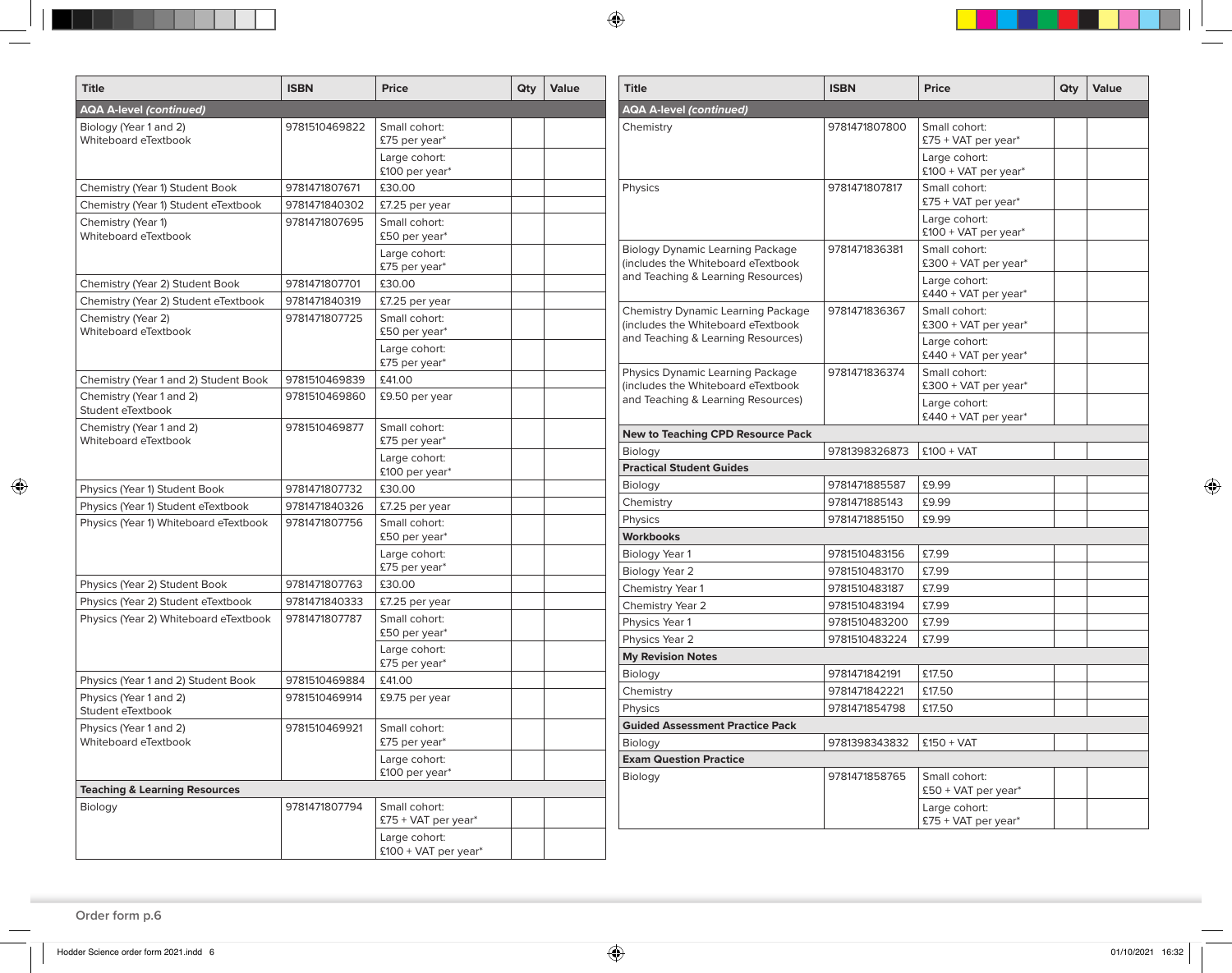| Title | ISBN | Price | Qty | Value |
|---|---|---|---|---|
| ***AQA A-level (continued)*** | | | | |
| Biology (Year 1 and 2) Whiteboard eTextbook | 9781510469822 | Small cohort: £75 per year* | | |
| | | Large cohort: £100 per year* | | |
| Chemistry (Year 1) Student Book | 9781471807671 | £30.00 | | |
| Chemistry (Year 1) Student eTextbook | 9781471840302 | £7.25 per year | | |
| Chemistry (Year 1) Whiteboard eTextbook | 9781471807695 | Small cohort: £50 per year* | | |
| | | Large cohort: £75 per year* | | |
| Chemistry (Year 2) Student Book | 9781471807701 | £30.00 | | |
| Chemistry (Year 2) Student eTextbook | 9781471840319 | £7.25 per year | | |
| Chemistry (Year 2) Whiteboard eTextbook | 9781471807725 | Small cohort: £50 per year* | | |
| | | Large cohort: £75 per year* | | |
| Chemistry (Year 1 and 2) Student Book | 9781510469839 | £41.00 | | |
| Chemistry (Year 1 and 2) Student eTextbook | 9781510469860 | £9.50 per year | | |
| Chemistry (Year 1 and 2) Whiteboard eTextbook | 9781510469877 | Small cohort: £75 per year* | | |
| | | Large cohort: £100 per year* | | |
| Physics (Year 1) Student Book | 9781471807732 | £30.00 | | |
| Physics (Year 1) Student eTextbook | 9781471840326 | £7.25 per year | | |
| Physics (Year 1) Whiteboard eTextbook | 9781471807756 | Small cohort: £50 per year* | | |
| | | Large cohort: £75 per year* | | |
| Physics (Year 2) Student Book | 9781471807763 | £30.00 | | |
| Physics (Year 2) Student eTextbook | 9781471840333 | £7.25 per year | | |
| Physics (Year 2) Whiteboard eTextbook | 9781471807787 | Small cohort: £50 per year* | | |
| | | Large cohort: £75 per year* | | |
| Physics (Year 1 and 2) Student Book | 9781510469884 | £41.00 | | |
| Physics (Year 1 and 2) Student eTextbook | 9781510469914 | £9.75 per year | | |
| Physics (Year 1 and 2) Whiteboard eTextbook | 9781510469921 | Small cohort: £75 per year* | | |
| | | Large cohort: £100 per year* | | |
| **Teaching & Learning Resources** | | | | |
| Biology | 9781471807794 | Small cohort: £75 + VAT per year* | | |
| | | Large cohort: £100 + VAT per year* | | |

| Title | ISBN | Price | Qty | Value |
|---|---|---|---|---|
| ***AQA A-level (continued)*** | | | | |
| Chemistry | 9781471807800 | Small cohort: £75 + VAT per year* | | |
| | | Large cohort: £100 + VAT per year* | | |
| Physics | 9781471807817 | Small cohort: £75 + VAT per year* | | |
| | | Large cohort: £100 + VAT per year* | | |
| Biology Dynamic Learning Package (includes the Whiteboard eTextbook and Teaching & Learning Resources) | 9781471836381 | Small cohort: £300 + VAT per year* | | |
| | | Large cohort: £440 + VAT per year* | | |
| Chemistry Dynamic Learning Package (includes the Whiteboard eTextbook and Teaching & Learning Resources) | 9781471836367 | Small cohort: £300 + VAT per year* | | |
| | | Large cohort: £440 + VAT per year* | | |
| Physics Dynamic Learning Package (includes the Whiteboard eTextbook and Teaching & Learning Resources) | 9781471836374 | Small cohort: £300 + VAT per year* | | |
| | | Large cohort: £440 + VAT per year* | | |
| **New to Teaching CPD Resource Pack** | | | | |
| Biology | 9781398326873 | £100 + VAT | | |
| **Practical Student Guides** | | | | |
| Biology | 9781471885587 | £9.99 | | |
| Chemistry | 9781471885143 | £9.99 | | |
| Physics | 9781471885150 | £9.99 | | |
| **Workbooks** | | | | |
| Biology Year 1 | 9781510483156 | £7.99 | | |
| Biology Year 2 | 9781510483170 | £7.99 | | |
| Chemistry Year 1 | 9781510483187 | £7.99 | | |
| Chemistry Year 2 | 9781510483194 | £7.99 | | |
| Physics Year 1 | 9781510483200 | £7.99 | | |
| Physics Year 2 | 9781510483224 | £7.99 | | |
| **My Revision Notes** | | | | |
| Biology | 9781471842191 | £17.50 | | |
| Chemistry | 9781471842221 | £17.50 | | |
| Physics | 9781471854798 | £17.50 | | |
| **Guided Assessment Practice Pack** | | | | |
| Biology | 9781398343832 | £150 + VAT | | |
| **Exam Question Practice** | | | | |
| Biology | 9781471858765 | Small cohort: £50 + VAT per year* | | |
| | | Large cohort: £75 + VAT per year* | | |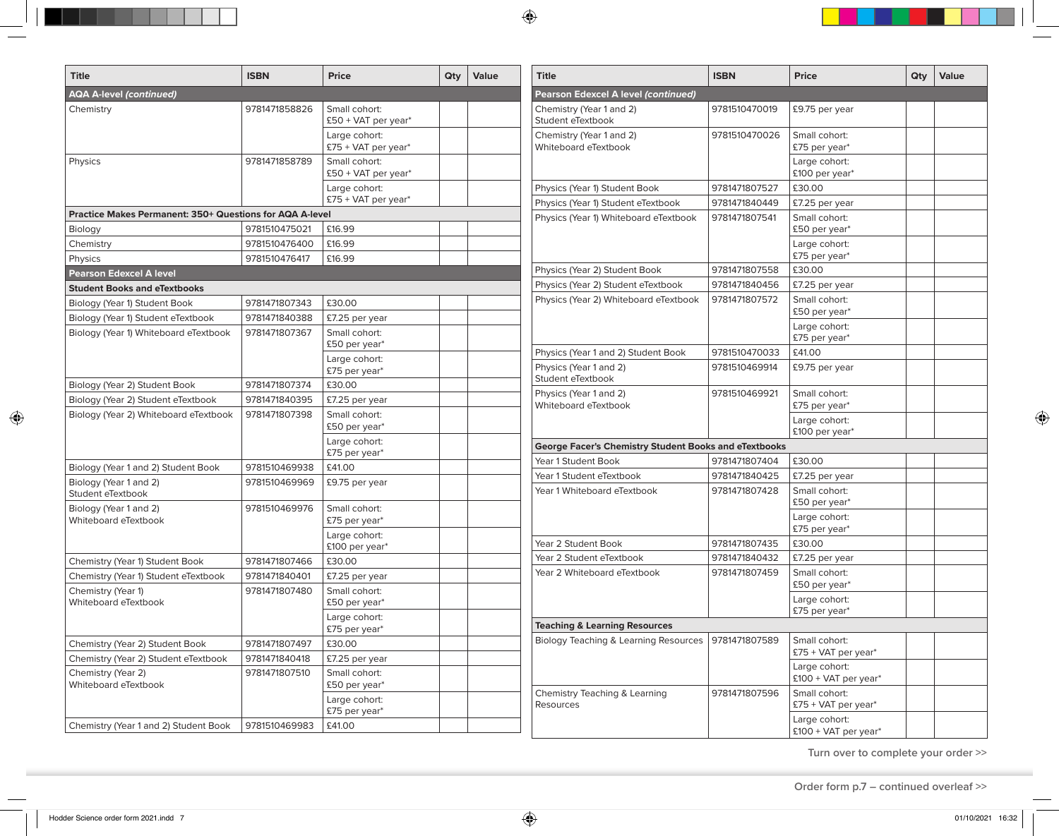| Title | ISBN | Price | Qty | Value |
|---|---|---|---|---|
| **AQA A-level *(continued)*** | | | | |
| Chemistry | 9781471858826 | Small cohort: £50 + VAT per year* | | |
| | | Large cohort: £75 + VAT per year* | | |
| Physics | 9781471858789 | Small cohort: £50 + VAT per year* | | |
| | | Large cohort: £75 + VAT per year* | | |
| **Practice Makes Permanent: 350+ Questions for AQA A-level** | | | | |
| Biology | 9781510475021 | £16.99 | | |
| Chemistry | 9781510476400 | £16.99 | | |
| Physics | 9781510476417 | £16.99 | | |
| **Pearson Edexcel A level** | | | | |
| **Student Books and eTextbooks** | | | | |
| Biology (Year 1) Student Book | 9781471807343 | £30.00 | | |
| Biology (Year 1) Student eTextbook | 9781471840388 | £7.25 per year | | |
| Biology (Year 1) Whiteboard eTextbook | 9781471807367 | Small cohort: £50 per year* | | |
| | | Large cohort: £75 per year* | | |
| Biology (Year 2) Student Book | 9781471807374 | £30.00 | | |
| Biology (Year 2) Student eTextbook | 9781471840395 | £7.25 per year | | |
| Biology (Year 2) Whiteboard eTextbook | 9781471807398 | Small cohort: £50 per year* | | |
| | | Large cohort: £75 per year* | | |
| Biology (Year 1 and 2) Student Book | 9781510469938 | £41.00 | | |
| Biology (Year 1 and 2) Student eTextbook | 9781510469969 | £9.75 per year | | |
| Biology (Year 1 and 2) Whiteboard eTextbook | 9781510469976 | Small cohort: £75 per year* | | |
| | | Large cohort: £100 per year* | | |
| Chemistry (Year 1) Student Book | 9781471807466 | £30.00 | | |
| Chemistry (Year 1) Student eTextbook | 9781471840401 | £7.25 per year | | |
| Chemistry (Year 1) Whiteboard eTextbook | 9781471807480 | Small cohort: £50 per year* | | |
| | | Large cohort: £75 per year* | | |
| Chemistry (Year 2) Student Book | 9781471807497 | £30.00 | | |
| Chemistry (Year 2) Student eTextbook | 9781471840418 | £7.25 per year | | |
| Chemistry (Year 2) Whiteboard eTextbook | 9781471807510 | Small cohort: £50 per year* | | |
| | | Large cohort: £75 per year* | | |
| Chemistry (Year 1 and 2) Student Book | 9781510469983 | £41.00 | | |

| Title | ISBN | Price | Qty | Value |
|---|---|---|---|---|
| **Pearson Edexcel A level *(continued)*** | | | | |
| Chemistry (Year 1 and 2) Student eTextbook | 9781510470019 | £9.75 per year | | |
| Chemistry (Year 1 and 2) Whiteboard eTextbook | 9781510470026 | Small cohort: £75 per year* | | |
| | | Large cohort: £100 per year* | | |
| Physics (Year 1) Student Book | 9781471807527 | £30.00 | | |
| Physics (Year 1) Student eTextbook | 9781471840449 | £7.25 per year | | |
| Physics (Year 1) Whiteboard eTextbook | 9781471807541 | Small cohort: £50 per year* | | |
| | | Large cohort: £75 per year* | | |
| Physics (Year 2) Student Book | 9781471807558 | £30.00 | | |
| Physics (Year 2) Student eTextbook | 9781471840456 | £7.25 per year | | |
| Physics (Year 2) Whiteboard eTextbook | 9781471807572 | Small cohort: £50 per year* | | |
| | | Large cohort: £75 per year* | | |
| Physics (Year 1 and 2) Student Book | 9781510470033 | £41.00 | | |
| Physics (Year 1 and 2) Student eTextbook | 9781510469914 | £9.75 per year | | |
| Physics (Year 1 and 2) Whiteboard eTextbook | 9781510469921 | Small cohort: £75 per year* | | |
| | | Large cohort: £100 per year* | | |
| **George Facer's Chemistry Student Books and eTextbooks** | | | | |
| Year 1 Student Book | 9781471807404 | £30.00 | | |
| Year 1 Student eTextbook | 9781471840425 | £7.25 per year | | |
| Year 1 Whiteboard eTextbook | 9781471807428 | Small cohort: £50 per year* | | |
| | | Large cohort: £75 per year* | | |
| Year 2 Student Book | 9781471807435 | £30.00 | | |
| Year 2 Student eTextbook | 9781471840432 | £7.25 per year | | |
| Year 2 Whiteboard eTextbook | 9781471807459 | Small cohort: £50 per year* | | |
| | | Large cohort: £75 per year* | | |
| **Teaching & Learning Resources** | | | | |
| Biology Teaching & Learning Resources | 9781471807589 | Small cohort: £75 + VAT per year* | | |
| | | Large cohort: £100 + VAT per year* | | |
| Chemistry Teaching & Learning Resources | 9781471807596 | Small cohort: £75 + VAT per year* | | |
| | | Large cohort: £100 + VAT per year* | | |

Turn over to complete your order >>

Order form p.7 – continued overleaf >>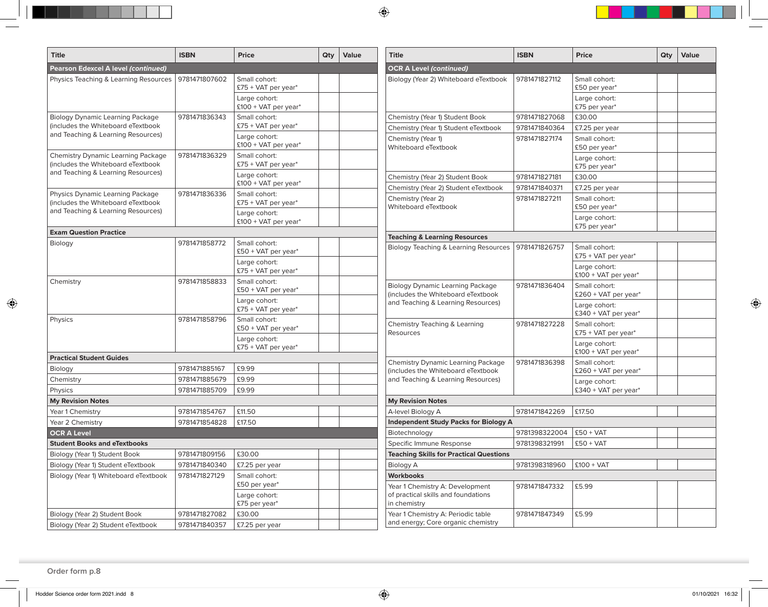| Title | ISBN | Price | Qty | Value |
|---|---|---|---|---|
| **Pearson Edexcel A level *(continued)*** | | | | |
| Physics Teaching & Learning Resources | 9781471807602 | Small cohort: £75 + VAT per year* | | |
| | | Large cohort: £100 + VAT per year* | | |
| Biology Dynamic Learning Package (includes the Whiteboard eTextbook and Teaching & Learning Resources) | 9781471836343 | Small cohort: £75 + VAT per year* | | |
| | | Large cohort: £100 + VAT per year* | | |
| Chemistry Dynamic Learning Package (includes the Whiteboard eTextbook and Teaching & Learning Resources) | 9781471836329 | Small cohort: £75 + VAT per year* | | |
| | | Large cohort: £100 + VAT per year* | | |
| Physics Dynamic Learning Package (includes the Whiteboard eTextbook and Teaching & Learning Resources) | 9781471836336 | Small cohort: £75 + VAT per year* | | |
| | | Large cohort: £100 + VAT per year* | | |
| **Exam Question Practice** | | | | |
| Biology | 9781471858772 | Small cohort: £50 + VAT per year* | | |
| | | Large cohort: £75 + VAT per year* | | |
| Chemistry | 9781471858833 | Small cohort: £50 + VAT per year* | | |
| | | Large cohort: £75 + VAT per year* | | |
| Physics | 9781471858796 | Small cohort: £50 + VAT per year* | | |
| | | Large cohort: £75 + VAT per year* | | |
| **Practical Student Guides** | | | | |
| Biology | 9781471885167 | £9.99 | | |
| Chemistry | 9781471885679 | £9.99 | | |
| Physics | 9781471885709 | £9.99 | | |
| **My Revision Notes** | | | | |
| Year 1 Chemistry | 9781471854767 | £11.50 | | |
| Year 2 Chemistry | 9781471854828 | £17.50 | | |
| **OCR A Level** | | | | |
| **Student Books and eTextbooks** | | | | |
| Biology (Year 1) Student Book | 9781471809156 | £30.00 | | |
| Biology (Year 1) Student eTextbook | 9781471840340 | £7.25 per year | | |
| Biology (Year 1) Whiteboard eTextbook | 9781471827129 | Small cohort: £50 per year* | | |
| | | Large cohort: £75 per year* | | |
| Biology (Year 2) Student Book | 9781471827082 | £30.00 | | |
| Biology (Year 2) Student eTextbook | 9781471840357 | £7.25 per year | | |

| Title | ISBN | Price | Qty | Value |
|---|---|---|---|---|
| **OCR A Level *(continued)*** | | | | |
| Biology (Year 2) Whiteboard eTextbook | 9781471827112 | Small cohort: £50 per year* | | |
| | | Large cohort: £75 per year* | | |
| Chemistry (Year 1) Student Book | 9781471827068 | £30.00 | | |
| Chemistry (Year 1) Student eTextbook | 9781471840364 | £7.25 per year | | |
| Chemistry (Year 1) Whiteboard eTextbook | 9781471827174 | Small cohort: £50 per year* | | |
| | | Large cohort: £75 per year* | | |
| Chemistry (Year 2) Student Book | 9781471827181 | £30.00 | | |
| Chemistry (Year 2) Student eTextbook | 9781471840371 | £7.25 per year | | |
| Chemistry (Year 2) Whiteboard eTextbook | 9781471827211 | Small cohort: £50 per year* | | |
| | | Large cohort: £75 per year* | | |
| **Teaching & Learning Resources** | | | | |
| Biology Teaching & Learning Resources | 9781471826757 | Small cohort: £75 + VAT per year* | | |
| | | Large cohort: £100 + VAT per year* | | |
| Biology Dynamic Learning Package (includes the Whiteboard eTextbook and Teaching & Learning Resources) | 9781471836404 | Small cohort: £260 + VAT per year* | | |
| | | Large cohort: £340 + VAT per year* | | |
| Chemistry Teaching & Learning Resources | 9781471827228 | Small cohort: £75 + VAT per year* | | |
| | | Large cohort: £100 + VAT per year* | | |
| Chemistry Dynamic Learning Package (includes the Whiteboard eTextbook and Teaching & Learning Resources) | 9781471836398 | Small cohort: £260 + VAT per year* | | |
| | | Large cohort: £340 + VAT per year* | | |
| **My Revision Notes** | | | | |
| A-level Biology A | 9781471842269 | £17.50 | | |
| **Independent Study Packs for Biology A** | | | | |
| Biotechnology | 9781398322004 | £50 + VAT | | |
| Specific Immune Response | 9781398321991 | £50 + VAT | | |
| **Teaching Skills for Practical Questions** | | | | |
| Biology A | 9781398318960 | £100 + VAT | | |
| **Workbooks** | | | | |
| Year 1 Chemistry A: Development of practical skills and foundations in chemistry | 9781471847332 | £5.99 | | |
| Year 1 Chemistry A: Periodic table and energy; Core organic chemistry | 9781471847349 | £5.99 | | |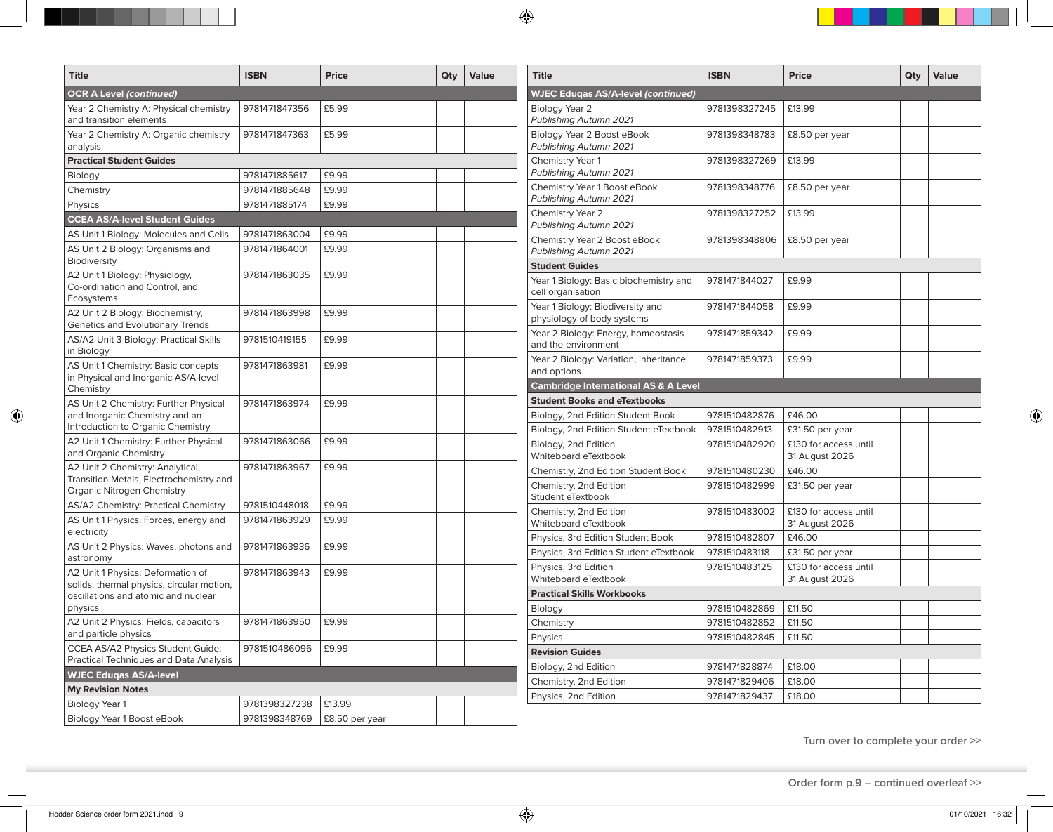| Title | ISBN | Price | Qty | Value |
|---|---|---|---|---|
| **OCR A Level *(continued)*** | | | | |
| Year 2 Chemistry A: Physical chemistry and transition elements | 9781471847356 | £5.99 | | |
| Year 2 Chemistry A: Organic chemistry analysis | 9781471847363 | £5.99 | | |
| **Practical Student Guides** | | | | |
| Biology | 9781471885617 | £9.99 | | |
| Chemistry | 9781471885648 | £9.99 | | |
| Physics | 9781471885174 | £9.99 | | |
| **CCEA AS/A-level Student Guides** | | | | |
| AS Unit 1 Biology: Molecules and Cells | 9781471863004 | £9.99 | | |
| AS Unit 2 Biology: Organisms and Biodiversity | 9781471864001 | £9.99 | | |
| A2 Unit 1 Biology: Physiology, Co-ordination and Control, and Ecosystems | 9781471863035 | £9.99 | | |
| A2 Unit 2 Biology: Biochemistry, Genetics and Evolutionary Trends | 9781471863998 | £9.99 | | |
| AS/A2 Unit 3 Biology: Practical Skills in Biology | 9781510419155 | £9.99 | | |
| AS Unit 1 Chemistry: Basic concepts in Physical and Inorganic AS/A-level Chemistry | 9781471863981 | £9.99 | | |
| AS Unit 2 Chemistry: Further Physical and Inorganic Chemistry and an Introduction to Organic Chemistry | 9781471863974 | £9.99 | | |
| A2 Unit 1 Chemistry: Further Physical and Organic Chemistry | 9781471863066 | £9.99 | | |
| A2 Unit 2 Chemistry: Analytical, Transition Metals, Electrochemistry and Organic Nitrogen Chemistry | 9781471863967 | £9.99 | | |
| AS/A2 Chemistry: Practical Chemistry | 9781510448018 | £9.99 | | |
| AS Unit 1 Physics: Forces, energy and electricity | 9781471863929 | £9.99 | | |
| AS Unit 2 Physics: Waves, photons and astronomy | 9781471863936 | £9.99 | | |
| A2 Unit 1 Physics: Deformation of solids, thermal physics, circular motion, oscillations and atomic and nuclear physics | 9781471863943 | £9.99 | | |
| A2 Unit 2 Physics: Fields, capacitors and particle physics | 9781471863950 | £9.99 | | |
| CCEA AS/A2 Physics Student Guide: Practical Techniques and Data Analysis | 9781510486096 | £9.99 | | |
| **WJEC Eduqas AS/A-level** | | | | |
| **My Revision Notes** | | | | |
| Biology Year 1 | 9781398327238 | £13.99 | | |
| Biology Year 1 Boost eBook | 9781398348769 | £8.50 per year | | |

| Title | ISBN | Price | Qty | Value |
|---|---|---|---|---|
| **WJEC Eduqas AS/A-level *(continued)*** | | | | |
| Biology Year 2 *Publishing Autumn 2021* | 9781398327245 | £13.99 | | |
| Biology Year 2 Boost eBook *Publishing Autumn 2021* | 9781398348783 | £8.50 per year | | |
| Chemistry Year 1 *Publishing Autumn 2021* | 9781398327269 | £13.99 | | |
| Chemistry Year 1 Boost eBook *Publishing Autumn 2021* | 9781398348776 | £8.50 per year | | |
| Chemistry Year 2 *Publishing Autumn 2021* | 9781398327252 | £13.99 | | |
| Chemistry Year 2 Boost eBook *Publishing Autumn 2021* | 9781398348806 | £8.50 per year | | |
| **Student Guides** | | | | |
| Year 1 Biology: Basic biochemistry and cell organisation | 9781471844027 | £9.99 | | |
| Year 1 Biology: Biodiversity and physiology of body systems | 9781471844058 | £9.99 | | |
| Year 2 Biology: Energy, homeostasis and the environment | 9781471859342 | £9.99 | | |
| Year 2 Biology: Variation, inheritance and options | 9781471859373 | £9.99 | | |
| **Cambridge International AS & A Level** | | | | |
| **Student Books and eTextbooks** | | | | |
| Biology, 2nd Edition Student Book | 9781510482876 | £46.00 | | |
| Biology, 2nd Edition Student eTextbook | 9781510482913 | £31.50 per year | | |
| Biology, 2nd Edition Whiteboard eTextbook | 9781510482920 | £130 for access until 31 August 2026 | | |
| Chemistry, 2nd Edition Student Book | 9781510480230 | £46.00 | | |
| Chemistry, 2nd Edition Student eTextbook | 9781510482999 | £31.50 per year | | |
| Chemistry, 2nd Edition Whiteboard eTextbook | 9781510483002 | £130 for access until 31 August 2026 | | |
| Physics, 3rd Edition Student Book | 9781510482807 | £46.00 | | |
| Physics, 3rd Edition Student eTextbook | 9781510483118 | £31.50 per year | | |
| Physics, 3rd Edition Whiteboard eTextbook | 9781510483125 | £130 for access until 31 August 2026 | | |
| **Practical Skills Workbooks** | | | | |
| Biology | 9781510482869 | £11.50 | | |
| Chemistry | 9781510482852 | £11.50 | | |
| Physics | 9781510482845 | £11.50 | | |
| **Revision Guides** | | | | |
| Biology, 2nd Edition | 9781471828874 | £18.00 | | |
| Chemistry, 2nd Edition | 9781471829406 | £18.00 | | |
| Physics, 2nd Edition | 9781471829437 | £18.00 | | |

Turn over to complete your order >>

Order form p.9 – continued overleaf >>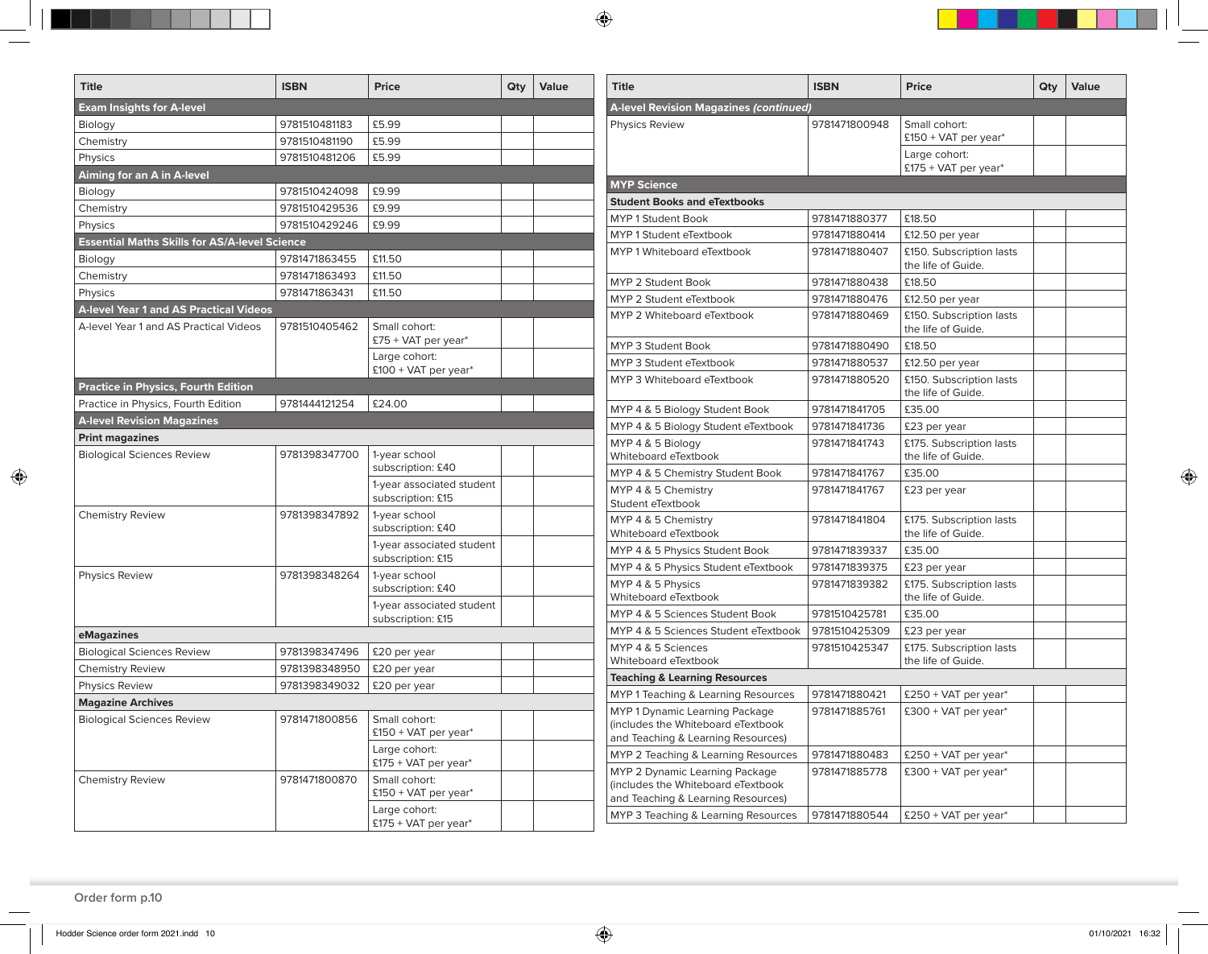| Title | ISBN | Price | Qty | Value |
|---|---|---|---|---|
| **Exam Insights for A-level** | | | | |
| Biology | 9781510481183 | £5.99 | | |
| Chemistry | 9781510481190 | £5.99 | | |
| Physics | 9781510481206 | £5.99 | | |
| **Aiming for an A in A-level** | | | | |
| Biology | 9781510424098 | £9.99 | | |
| Chemistry | 9781510429536 | £9.99 | | |
| Physics | 9781510429246 | £9.99 | | |
| **Essential Maths Skills for AS/A-level Science** | | | | |
| Biology | 9781471863455 | £11.50 | | |
| Chemistry | 9781471863493 | £11.50 | | |
| Physics | 9781471863431 | £11.50 | | |
| **A-level Year 1 and AS Practical Videos** | | | | |
| A-level Year 1 and AS Practical Videos | 9781510405462 | Small cohort: £75 + VAT per year* | | |
| | | Large cohort: £100 + VAT per year* | | |
| **Practice in Physics, Fourth Edition** | | | | |
| Practice in Physics, Fourth Edition | 9781444121254 | £24.00 | | |
| **A-level Revision Magazines** | | | | |
| **Print magazines** | | | | |
| Biological Sciences Review | 9781398347700 | 1-year school subscription: £40 | | |
| | | 1-year associated student subscription: £15 | | |
| Chemistry Review | 9781398347892 | 1-year school subscription: £40 | | |
| | | 1-year associated student subscription: £15 | | |
| Physics Review | 9781398348264 | 1-year school subscription: £40 | | |
| | | 1-year associated student subscription: £15 | | |
| **eMagazines** | | | | |
| Biological Sciences Review | 9781398347496 | £20 per year | | |
| Chemistry Review | 9781398348950 | £20 per year | | |
| Physics Review | 9781398349032 | £20 per year | | |
| **Magazine Archives** | | | | |
| Biological Sciences Review | 9781471800856 | Small cohort: £150 + VAT per year* | | |
| | | Large cohort: £175 + VAT per year* | | |
| Chemistry Review | 9781471800870 | Small cohort: £150 + VAT per year* | | |
| | | Large cohort: £175 + VAT per year* | | |

| Title | ISBN | Price | Qty | Value |
|---|---|---|---|---|
| **A-level Revision Magazines *(continued)*** | | | | |
| Physics Review | 9781471800948 | Small cohort: £150 + VAT per year* | | |
| | | Large cohort: £175 + VAT per year* | | |
| **MYP Science** | | | | |
| **Student Books and eTextbooks** | | | | |
| MYP 1 Student Book | 9781471880377 | £18.50 | | |
| MYP 1 Student eTextbook | 9781471880414 | £12.50 per year | | |
| MYP 1 Whiteboard eTextbook | 9781471880407 | £150. Subscription lasts the life of Guide. | | |
| MYP 2 Student Book | 9781471880438 | £18.50 | | |
| MYP 2 Student eTextbook | 9781471880476 | £12.50 per year | | |
| MYP 2 Whiteboard eTextbook | 9781471880469 | £150. Subscription lasts the life of Guide. | | |
| MYP 3 Student Book | 9781471880490 | £18.50 | | |
| MYP 3 Student eTextbook | 9781471880537 | £12.50 per year | | |
| MYP 3 Whiteboard eTextbook | 9781471880520 | £150. Subscription lasts the life of Guide. | | |
| MYP 4 & 5 Biology Student Book | 9781471841705 | £35.00 | | |
| MYP 4 & 5 Biology Student eTextbook | 9781471841736 | £23 per year | | |
| MYP 4 & 5 Biology Whiteboard eTextbook | 9781471841743 | £175. Subscription lasts the life of Guide. | | |
| MYP 4 & 5 Chemistry Student Book | 9781471841767 | £35.00 | | |
| MYP 4 & 5 Chemistry Student eTextbook | 9781471841767 | £23 per year | | |
| MYP 4 & 5 Chemistry Whiteboard eTextbook | 9781471841804 | £175. Subscription lasts the life of Guide. | | |
| MYP 4 & 5 Physics Student Book | 9781471839337 | £35.00 | | |
| MYP 4 & 5 Physics Student eTextbook | 9781471839375 | £23 per year | | |
| MYP 4 & 5 Physics Whiteboard eTextbook | 9781471839382 | £175. Subscription lasts the life of Guide. | | |
| MYP 4 & 5 Sciences Student Book | 9781510425781 | £35.00 | | |
| MYP 4 & 5 Sciences Student eTextbook | 9781510425309 | £23 per year | | |
| MYP 4 & 5 Sciences Whiteboard eTextbook | 9781510425347 | £175. Subscription lasts the life of Guide. | | |
| **Teaching & Learning Resources** | | | | |
| MYP 1 Teaching & Learning Resources | 9781471880421 | £250 + VAT per year* | | |
| MYP 1 Dynamic Learning Package (includes the Whiteboard eTextbook and Teaching & Learning Resources) | 9781471885761 | £300 + VAT per year* | | |
| MYP 2 Teaching & Learning Resources | 9781471880483 | £250 + VAT per year* | | |
| MYP 2 Dynamic Learning Package (includes the Whiteboard eTextbook and Teaching & Learning Resources) | 9781471885778 | £300 + VAT per year* | | |
| MYP 3 Teaching & Learning Resources | 9781471880544 | £250 + VAT per year* | | |

Order form p.10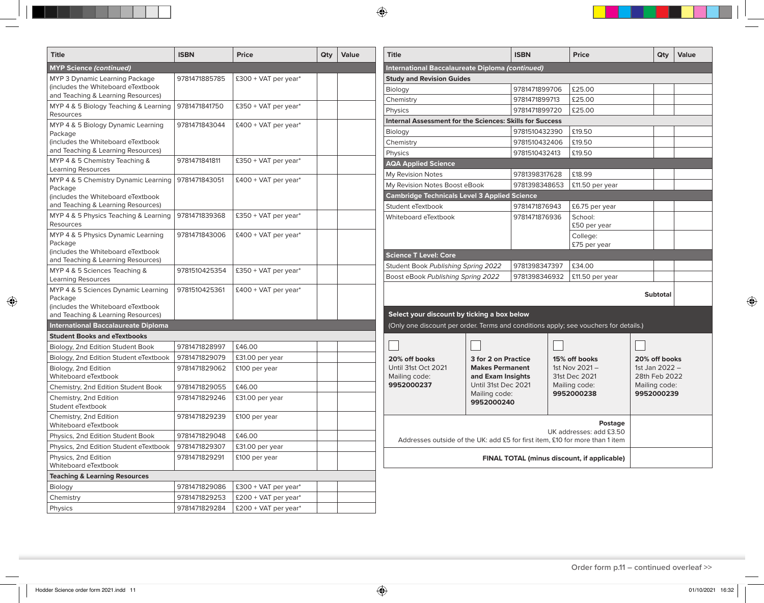| Title | ISBN | Price | Qty | Value |
|---|---|---|---|---|
| **MYP Science *(continued)*** | | | | |
| MYP 3 Dynamic Learning Package (includes the Whiteboard eTextbook and Teaching & Learning Resources) | 9781471885785 | £300 + VAT per year* | | |
| MYP 4 & 5 Biology Teaching & Learning Resources | 9781471841750 | £350 + VAT per year* | | |
| MYP 4 & 5 Biology Dynamic Learning Package (includes the Whiteboard eTextbook and Teaching & Learning Resources) | 9781471843044 | £400 + VAT per year* | | |
| MYP 4 & 5 Chemistry Teaching & Learning Resources | 9781471841811 | £350 + VAT per year* | | |
| MYP 4 & 5 Chemistry Dynamic Learning Package (includes the Whiteboard eTextbook and Teaching & Learning Resources) | 9781471843051 | £400 + VAT per year* | | |
| MYP 4 & 5 Physics Teaching & Learning Resources | 9781471839368 | £350 + VAT per year* | | |
| MYP 4 & 5 Physics Dynamic Learning Package (includes the Whiteboard eTextbook and Teaching & Learning Resources) | 9781471843006 | £400 + VAT per year* | | |
| MYP 4 & 5 Sciences Teaching & Learning Resources | 9781510425354 | £350 + VAT per year* | | |
| MYP 4 & 5 Sciences Dynamic Learning Package (includes the Whiteboard eTextbook and Teaching & Learning Resources) | 9781510425361 | £400 + VAT per year* | | |
| **International Baccalaureate Diploma** | | | | |
| **Student Books and eTextbooks** | | | | |
| Biology, 2nd Edition Student Book | 9781471828997 | £46.00 | | |
| Biology, 2nd Edition Student eTextbook | 9781471829079 | £31.00 per year | | |
| Biology, 2nd Edition Whiteboard eTextbook | 9781471829062 | £100 per year | | |
| Chemistry, 2nd Edition Student Book | 9781471829055 | £46.00 | | |
| Chemistry, 2nd Edition Student eTextbook | 9781471829246 | £31.00 per year | | |
| Chemistry, 2nd Edition Whiteboard eTextbook | 9781471829239 | £100 per year | | |
| Physics, 2nd Edition Student Book | 9781471829048 | £46.00 | | |
| Physics, 2nd Edition Student eTextbook | 9781471829307 | £31.00 per year | | |
| Physics, 2nd Edition Whiteboard eTextbook | 9781471829291 | £100 per year | | |
| **Teaching & Learning Resources** | | | | |
| Biology | 9781471829086 | £300 + VAT per year* | | |
| Chemistry | 9781471829253 | £200 + VAT per year* | | |
| Physics | 9781471829284 | £200 + VAT per year* | | |

| Title | ISBN | Price | Qty | Value |
|---|---|---|---|---|
| **International Baccalaureate Diploma *(continued)*** | | | | |
| **Study and Revision Guides** | | | | |
| Biology | 9781471899706 | £25.00 | | |
| Chemistry | 9781471899713 | £25.00 | | |
| Physics | 9781471899720 | £25.00 | | |
| **Internal Assessment for the Sciences: Skills for Success** | | | | |
| Biology | 9781510432390 | £19.50 | | |
| Chemistry | 9781510432406 | £19.50 | | |
| Physics | 9781510432413 | £19.50 | | |
| **AQA Applied Science** | | | | |
| My Revision Notes | 9781398317628 | £18.99 | | |
| My Revision Notes Boost eBook | 9781398348653 | £11.50 per year | | |
| **Cambridge Technicals Level 3 Applied Science** | | | | |
| Student eTextbook | 9781471876943 | £6.75 per year | | |
| Whiteboard eTextbook | 9781471876936 | School: £50 per year | | |
| | | College: £75 per year | | |
| **Science T Level: Core** | | | | |
| Student Book *Publishing Spring 2022* | 9781398347397 | £34.00 | | |
| Boost eBook *Publishing Spring 2022* | 9781398346932 | £11.50 per year | | |
| | | | **Subtotal** | |

**Select your discount by ticking a box below**

(Only one discount per order. Terms and conditions apply; see vouchers for details.)

| ☐ **20% off books** Until 31st Oct 2021 Mailing code: **9952000237** | ☐ **3 for 2 on Practice Makes Permanent and Exam Insights** Until 31st Dec 2021 Mailing code: **9952000240** | ☐ **15% off books** 1st Nov 2021 – 31st Dec 2021 Mailing code: **9952000238** | ☐ **20% off books** 1st Jan 2022 – 28th Feb 2022 Mailing code: **9952000239** |
|---|---|---|---|

| | |
|---|---|
| **Postage** UK addresses: add £3.50 Addresses outside of the UK: add £5 for first item, £10 for more than 1 item | |
| **FINAL TOTAL (minus discount, if applicable)** | |

Order form p.11 – continued overleaf >>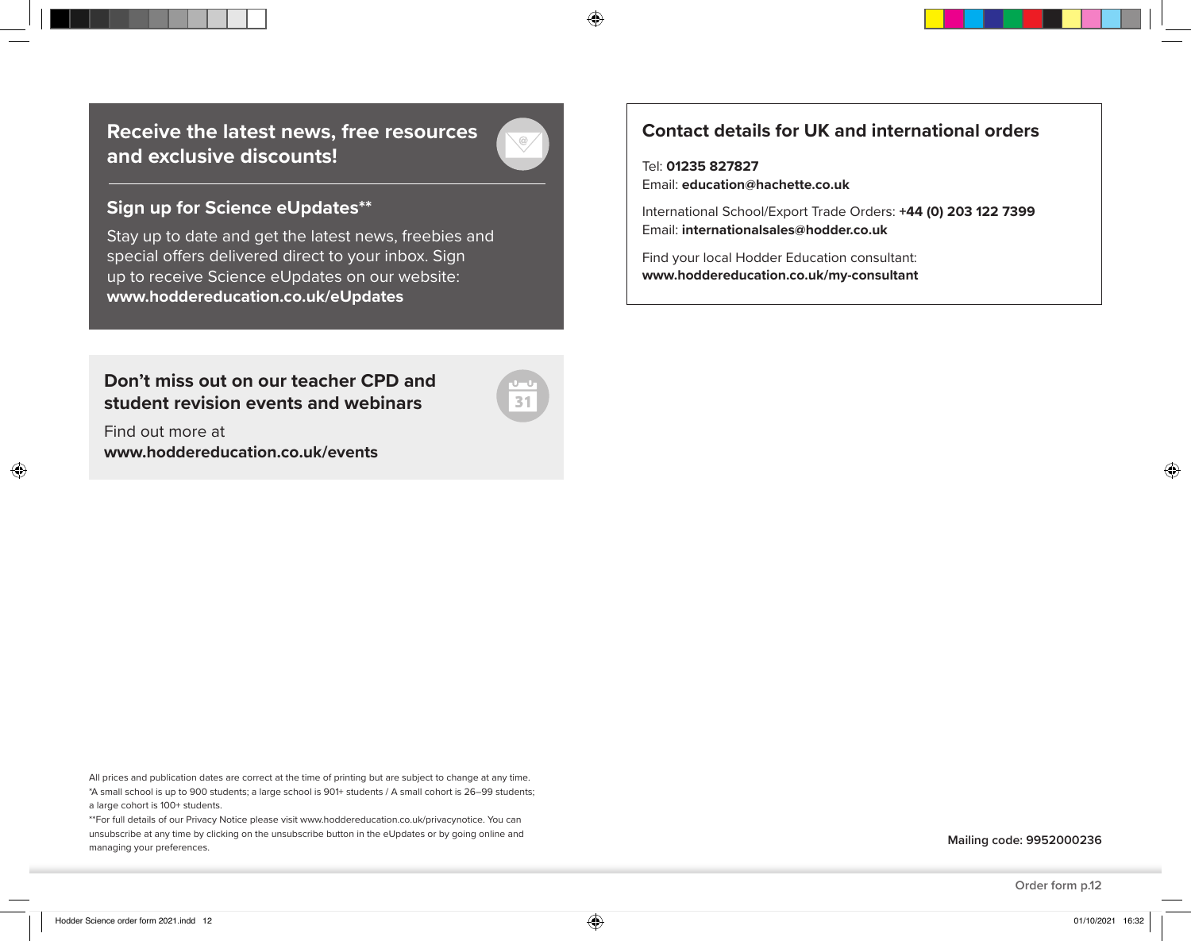## Receive the latest news, free resources and exclusive discounts!

### Sign up for Science eUpdates**

Stay up to date and get the latest news, freebies and special offers delivered direct to your inbox. Sign up to receive Science eUpdates on our website: **www.hoddereducation.co.uk/eUpdates**

### Don't miss out on our teacher CPD and student revision events and webinars

Find out more at
**www.hoddereducation.co.uk/events**

## Contact details for UK and international orders

Tel: **01235 827827**
Email: **education@hachette.co.uk**

International School/Export Trade Orders: **+44 (0) 203 122 7399**
Email: **internationalsales@hodder.co.uk**

Find your local Hodder Education consultant:
**www.hoddereducation.co.uk/my-consultant**

All prices and publication dates are correct at the time of printing but are subject to change at any time.
*A small school is up to 900 students; a large school is 901+ students / A small cohort is 26–99 students; a large cohort is 100+ students.
**For full details of our Privacy Notice please visit www.hoddereducation.co.uk/privacynotice. You can unsubscribe at any time by clicking on the unsubscribe button in the eUpdates or by going online and managing your preferences.

**Mailing code: 9952000236**